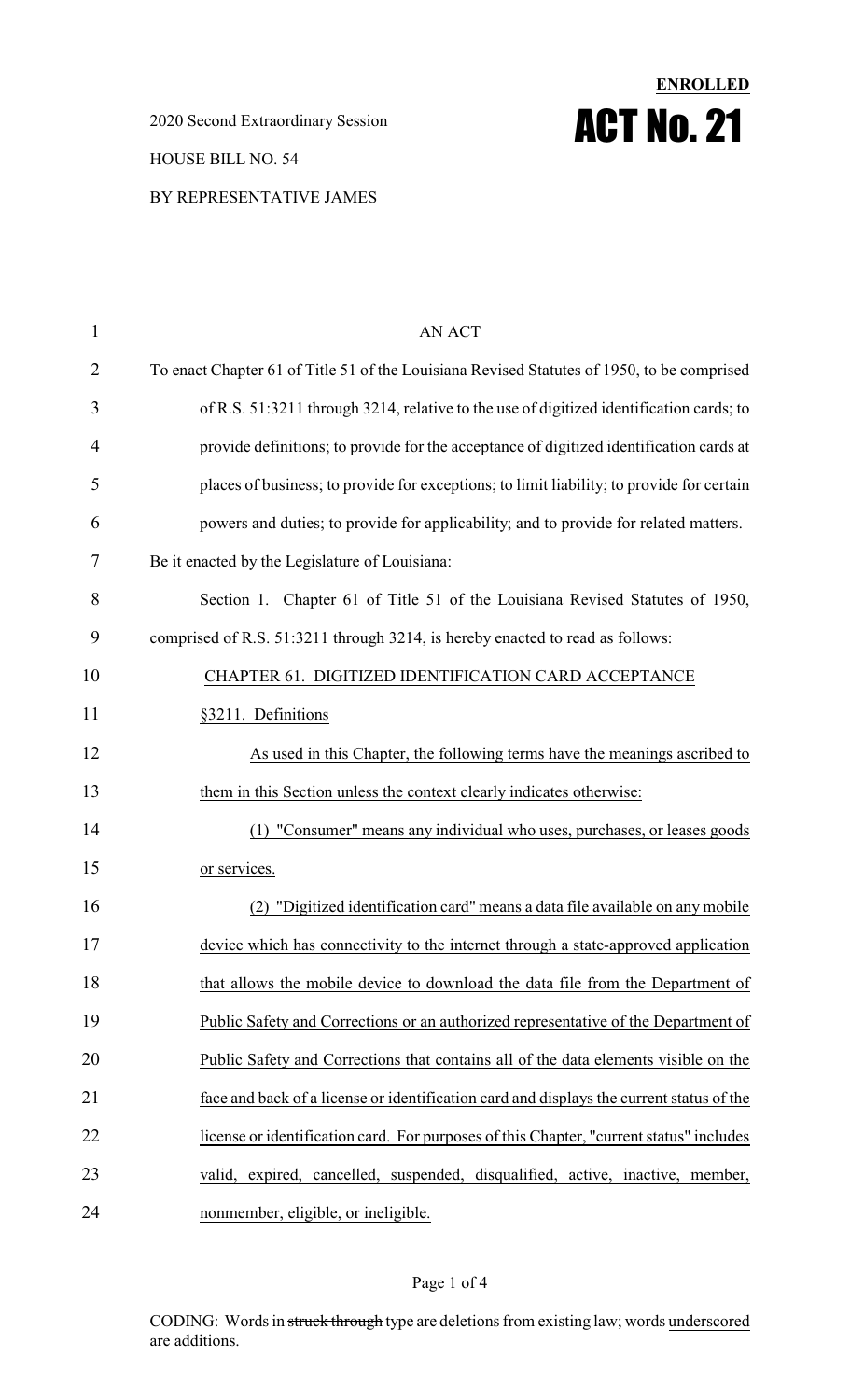**ENROLLED**

# ACT No. 21

2020 Second Extraordinary Session

HOUSE BILL NO. 54

BY REPRESENTATIVE JAMES

AN ACT

To enact Chapter 61 of Title 51 of the Louisiana Revised Statutes of 1950, to be comprised of R.S. 51:3211 through 3214, relative to the use of digitized identification cards; to provide definitions; to provide for the acceptance of digitized identification cards at places of business; to provide for exceptions; to limit liability; to provide for certain powers and duties; to provide for applicability; and to provide for related matters.

Be it enacted by the Legislature of Louisiana:

Section 1. Chapter 61 of Title 51 of the Louisiana Revised Statutes of 1950, comprised of R.S. 51:3211 through 3214, is hereby enacted to read as follows:

CHAPTER 61. DIGITIZED IDENTIFICATION CARD ACCEPTANCE

§3211. Definitions

As used in this Chapter, the following terms have the meanings ascribed to them in this Section unless the context clearly indicates otherwise:

(1) "Consumer" means any individual who uses, purchases, or leases goods or services.

(2) "Digitized identification card" means a data file available on any mobile device which has connectivity to the internet through a state-approved application that allows the mobile device to download the data file from the Department of Public Safety and Corrections or an authorized representative of the Department of Public Safety and Corrections that contains all of the data elements visible on the face and back of a license or identification card and displays the current status of the license or identification card. For purposes of this Chapter, "current status" includes valid, expired, cancelled, suspended, disqualified, active, inactive, member, nonmember, eligible, or ineligible.

CODING: Words in ~~struck through~~ type are deletions from existing law; words underscored are additions.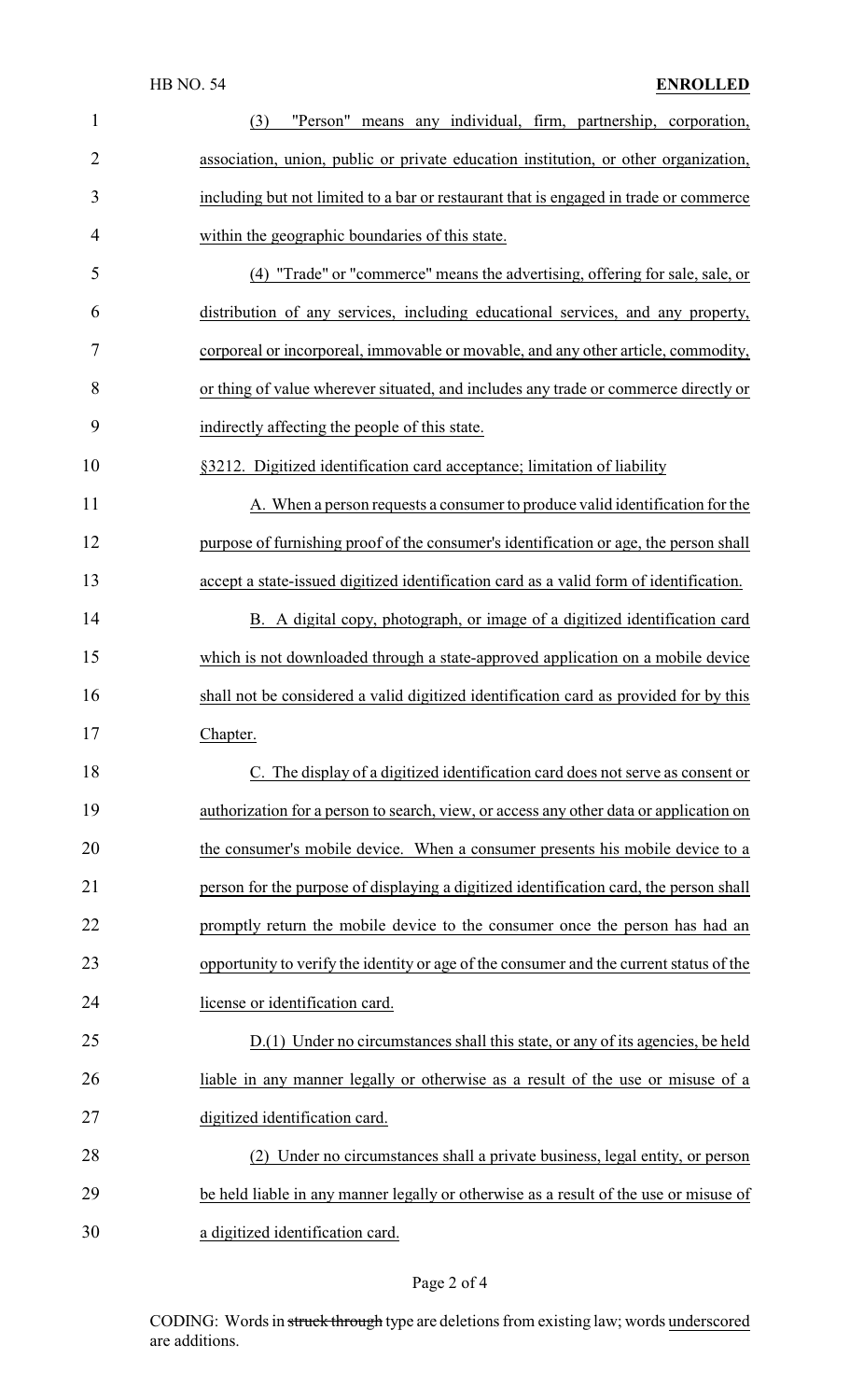(3) "Person" means any individual, firm, partnership, corporation, association, union, public or private education institution, or other organization, including but not limited to a bar or restaurant that is engaged in trade or commerce within the geographic boundaries of this state.

(4) "Trade" or "commerce" means the advertising, offering for sale, sale, or distribution of any services, including educational services, and any property, corporeal or incorporeal, immovable or movable, and any other article, commodity, or thing of value wherever situated, and includes any trade or commerce directly or indirectly affecting the people of this state.

§3212. Digitized identification card acceptance; limitation of liability

A. When a person requests a consumer to produce valid identification for the purpose of furnishing proof of the consumer's identification or age, the person shall accept a state-issued digitized identification card as a valid form of identification.

B. A digital copy, photograph, or image of a digitized identification card which is not downloaded through a state-approved application on a mobile device shall not be considered a valid digitized identification card as provided for by this Chapter.

C. The display of a digitized identification card does not serve as consent or authorization for a person to search, view, or access any other data or application on the consumer's mobile device. When a consumer presents his mobile device to a person for the purpose of displaying a digitized identification card, the person shall promptly return the mobile device to the consumer once the person has had an opportunity to verify the identity or age of the consumer and the current status of the license or identification card.

D.(1) Under no circumstances shall this state, or any of its agencies, be held liable in any manner legally or otherwise as a result of the use or misuse of a digitized identification card.

(2) Under no circumstances shall a private business, legal entity, or person be held liable in any manner legally or otherwise as a result of the use or misuse of a digitized identification card.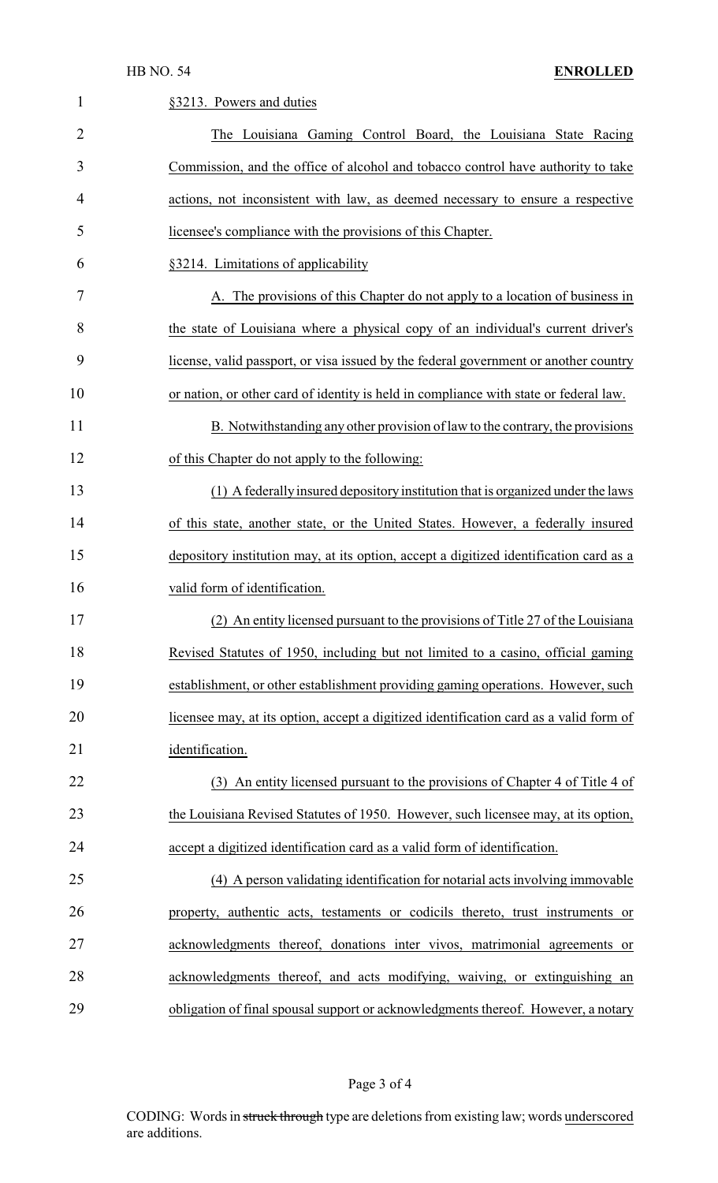§3213. Powers and duties

The Louisiana Gaming Control Board, the Louisiana State Racing Commission, and the office of alcohol and tobacco control have authority to take actions, not inconsistent with law, as deemed necessary to ensure a respective licensee's compliance with the provisions of this Chapter.

§3214. Limitations of applicability

A. The provisions of this Chapter do not apply to a location of business in the state of Louisiana where a physical copy of an individual's current driver's license, valid passport, or visa issued by the federal government or another country or nation, or other card of identity is held in compliance with state or federal law.

B. Notwithstanding any other provision of law to the contrary, the provisions of this Chapter do not apply to the following:

(1) A federally insured depository institution that is organized under the laws of this state, another state, or the United States. However, a federally insured depository institution may, at its option, accept a digitized identification card as a valid form of identification.

(2) An entity licensed pursuant to the provisions of Title 27 of the Louisiana Revised Statutes of 1950, including but not limited to a casino, official gaming establishment, or other establishment providing gaming operations. However, such licensee may, at its option, accept a digitized identification card as a valid form of identification.

(3) An entity licensed pursuant to the provisions of Chapter 4 of Title 4 of the Louisiana Revised Statutes of 1950. However, such licensee may, at its option, accept a digitized identification card as a valid form of identification.

(4) A person validating identification for notarial acts involving immovable property, authentic acts, testaments or codicils thereto, trust instruments or acknowledgments thereof, donations inter vivos, matrimonial agreements or acknowledgments thereof, and acts modifying, waiving, or extinguishing an obligation of final spousal support or acknowledgments thereof. However, a notary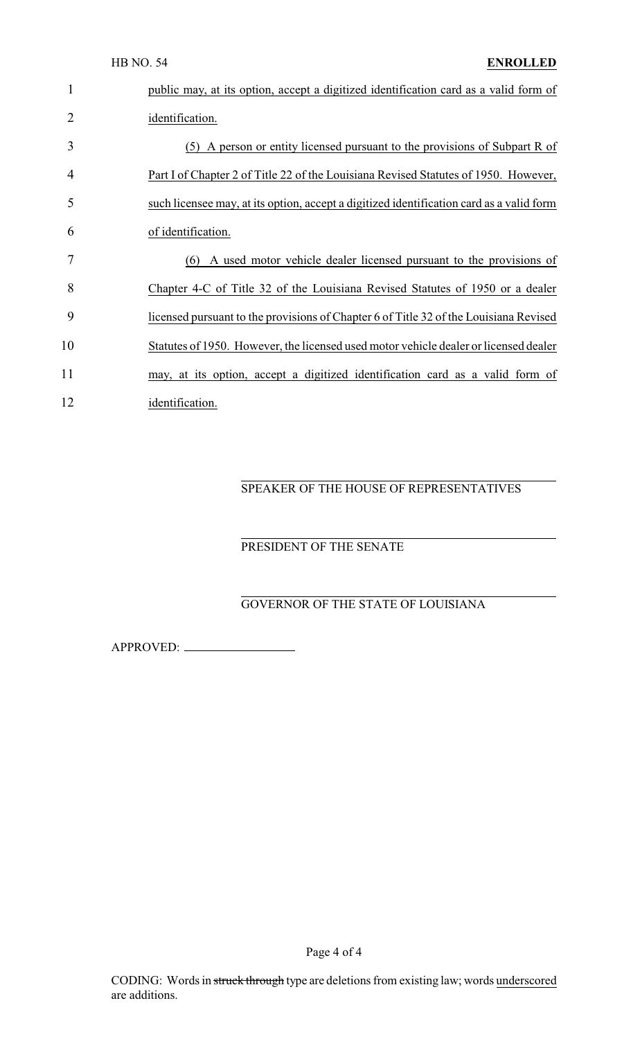public may, at its option, accept a digitized identification card as a valid form of identification.

(5) A person or entity licensed pursuant to the provisions of Subpart R of Part I of Chapter 2 of Title 22 of the Louisiana Revised Statutes of 1950. However, such licensee may, at its option, accept a digitized identification card as a valid form of identification.

(6) A used motor vehicle dealer licensed pursuant to the provisions of Chapter 4-C of Title 32 of the Louisiana Revised Statutes of 1950 or a dealer licensed pursuant to the provisions of Chapter 6 of Title 32 of the Louisiana Revised Statutes of 1950. However, the licensed used motor vehicle dealer or licensed dealer may, at its option, accept a digitized identification card as a valid form of identification.

SPEAKER OF THE HOUSE OF REPRESENTATIVES

PRESIDENT OF THE SENATE

GOVERNOR OF THE STATE OF LOUISIANA

APPROVED: \_\_\_\_\_\_\_\_\_\_\_\_\_\_\_\_\_\_

CODING: Words in ~~struck through~~ type are deletions from existing law; words underscored are additions.